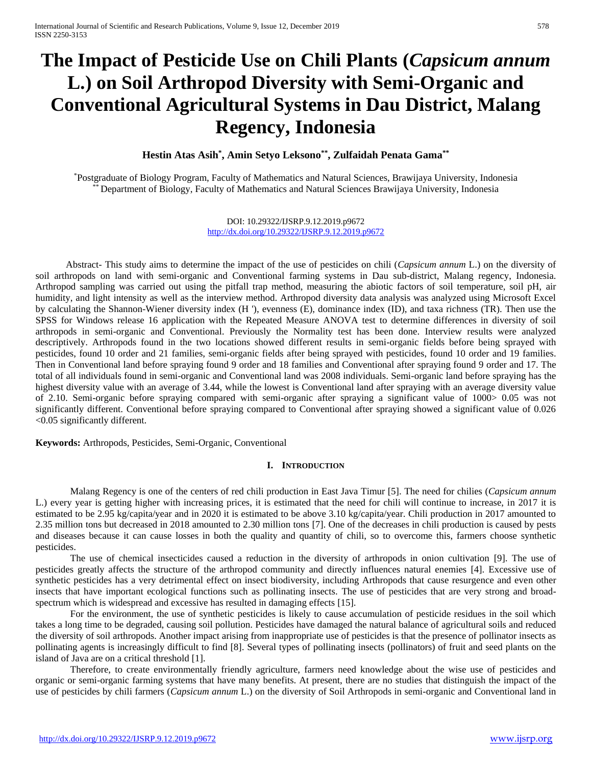# The Impact of Pesticide Use on Chili Plants (*Capsicum annum* L.) on Soil Arthropod Diversity with Semi-Organic and Conventional Agricultural Systems in Dau District, Malang Regency, Indonesia

**Hestin Atas Asih[*], Amin Setyo Leksono[**], Zulfaidah Penata Gama[**]**

[*]Postgraduate of Biology Program, Faculty of Mathematics and Natural Sciences, Brawijaya University, Indonesia
[**] Department of Biology, Faculty of Mathematics and Natural Sciences Brawijaya University, Indonesia

DOI: 10.29322/IJSRP.9.12.2019.p9672
http://dx.doi.org/10.29322/IJSRP.9.12.2019.p9672

Abstract- This study aims to determine the impact of the use of pesticides on chili (*Capsicum annum* L.) on the diversity of soil arthropods on land with semi-organic and Conventional farming systems in Dau sub-district, Malang regency, Indonesia. Arthropod sampling was carried out using the pitfall trap method, measuring the abiotic factors of soil temperature, soil pH, air humidity, and light intensity as well as the interview method. Arthropod diversity data analysis was analyzed using Microsoft Excel by calculating the Shannon-Wiener diversity index (H '), evenness (E), dominance index (ID), and taxa richness (TR). Then use the SPSS for Windows release 16 application with the Repeated Measure ANOVA test to determine differences in diversity of soil arthropods in semi-organic and Conventional. Previously the Normality test has been done. Interview results were analyzed descriptively. Arthropods found in the two locations showed different results in semi-organic fields before being sprayed with pesticides, found 10 order and 21 families, semi-organic fields after being sprayed with pesticides, found 10 order and 19 families. Then in Conventional land before spraying found 9 order and 18 families and Conventional after spraying found 9 order and 17. The total of all individuals found in semi-organic and Conventional land was 2008 individuals. Semi-organic land before spraying has the highest diversity value with an average of 3.44, while the lowest is Conventional land after spraying with an average diversity value of 2.10. Semi-organic before spraying compared with semi-organic after spraying a significant value of 1000> 0.05 was not significantly different. Conventional before spraying compared to Conventional after spraying showed a significant value of 0.026 <0.05 significantly different.

**Keywords:** Arthropods, Pesticides, Semi-Organic, Conventional

## I. Introduction

Malang Regency is one of the centers of red chili production in East Java Timur [5]. The need for chilies (*Capsicum annum* L.) every year is getting higher with increasing prices, it is estimated that the need for chili will continue to increase, in 2017 it is estimated to be 2.95 kg/capita/year and in 2020 it is estimated to be above 3.10 kg/capita/year. Chili production in 2017 amounted to 2.35 million tons but decreased in 2018 amounted to 2.30 million tons [7]. One of the decreases in chili production is caused by pests and diseases because it can cause losses in both the quality and quantity of chili, so to overcome this, farmers choose synthetic pesticides.

The use of chemical insecticides caused a reduction in the diversity of arthropods in onion cultivation [9]. The use of pesticides greatly affects the structure of the arthropod community and directly influences natural enemies [4]. Excessive use of synthetic pesticides has a very detrimental effect on insect biodiversity, including Arthropods that cause resurgence and even other insects that have important ecological functions such as pollinating insects. The use of pesticides that are very strong and broad-spectrum which is widespread and excessive has resulted in damaging effects [15].

For the environment, the use of synthetic pesticides is likely to cause accumulation of pesticide residues in the soil which takes a long time to be degraded, causing soil pollution. Pesticides have damaged the natural balance of agricultural soils and reduced the diversity of soil arthropods. Another impact arising from inappropriate use of pesticides is that the presence of pollinator insects as pollinating agents is increasingly difficult to find [8]. Several types of pollinating insects (pollinators) of fruit and seed plants on the island of Java are on a critical threshold [1].

Therefore, to create environmentally friendly agriculture, farmers need knowledge about the wise use of pesticides and organic or semi-organic farming systems that have many benefits. At present, there are no studies that distinguish the impact of the use of pesticides by chili farmers (*Capsicum annum* L.) on the diversity of Soil Arthropods in semi-organic and Conventional land in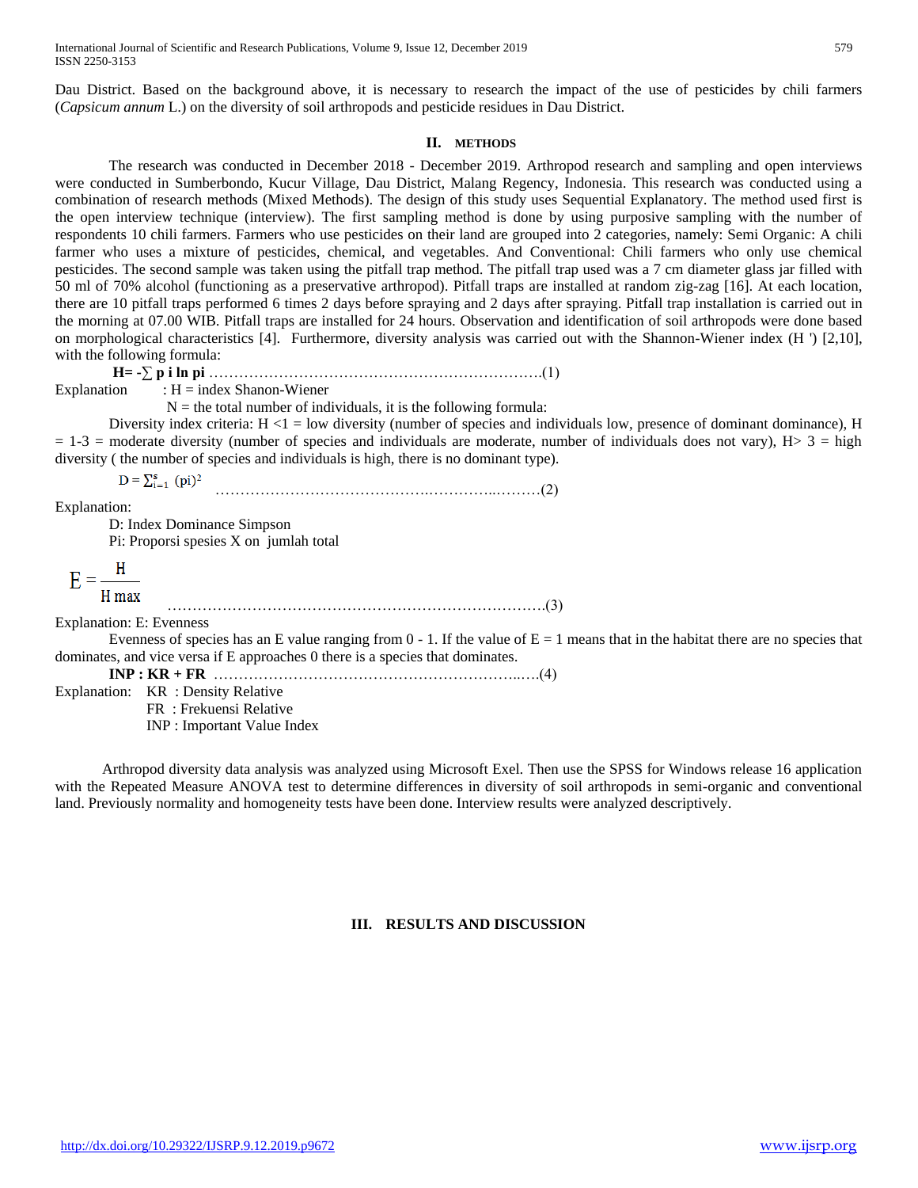Dau District. Based on the background above, it is necessary to research the impact of the use of pesticides by chili farmers (*Capsicum annum* L.) on the diversity of soil arthropods and pesticide residues in Dau District.

## II. METHODS

The research was conducted in December 2018 - December 2019. Arthropod research and sampling and open interviews were conducted in Sumberbondo, Kucur Village, Dau District, Malang Regency, Indonesia. This research was conducted using a combination of research methods (Mixed Methods). The design of this study uses Sequential Explanatory. The method used first is the open interview technique (interview). The first sampling method is done by using purposive sampling with the number of respondents 10 chili farmers. Farmers who use pesticides on their land are grouped into 2 categories, namely: Semi Organic: A chili farmer who uses a mixture of pesticides, chemical, and vegetables. And Conventional: Chili farmers who only use chemical pesticides. The second sample was taken using the pitfall trap method. The pitfall trap used was a 7 cm diameter glass jar filled with 50 ml of 70% alcohol (functioning as a preservative arthropod). Pitfall traps are installed at random zig-zag [16]. At each location, there are 10 pitfall traps performed 6 times 2 days before spraying and 2 days after spraying. Pitfall trap installation is carried out in the morning at 07.00 WIB. Pitfall traps are installed for 24 hours. Observation and identification of soil arthropods were done based on morphological characteristics [4]. Furthermore, diversity analysis was carried out with the Shannon-Wiener index (H ') [2,10], with the following formula:

$$H = -\sum p_i \ln p_i \quad \text{.................................................................(1)}$$

Explanation : H = index Shanon-Wiener

N = the total number of individuals, it is the following formula:

Diversity index criteria: H <1 = low diversity (number of species and individuals low, presence of dominant dominance), H = 1-3 = moderate diversity (number of species and individuals are moderate, number of individuals does not vary), H> 3 = high diversity ( the number of species and individuals is high, there is no dominant type).

$$D = \sum_{i=1}^{s} (pi)^2 \quad \text{.................................................................(2)}$$

Explanation:

D: Index Dominance Simpson

Pi: Proporsi spesies X on jumlah total

$$E = \frac{H}{H\,max} \quad \text{.................................................................(3)}$$

Explanation: E: Evenness

Evenness of species has an E value ranging from 0 - 1. If the value of E = 1 means that in the habitat there are no species that dominates, and vice versa if E approaches 0 there is a species that dominates.

**INP : KR + FR** .................................................................(4)

Explanation: KR : Density Relative

FR : Frekuensi Relative

INP : Important Value Index

Arthropod diversity data analysis was analyzed using Microsoft Exel. Then use the SPSS for Windows release 16 application with the Repeated Measure ANOVA test to determine differences in diversity of soil arthropods in semi-organic and conventional land. Previously normality and homogeneity tests have been done. Interview results were analyzed descriptively.

## III. RESULTS AND DISCUSSION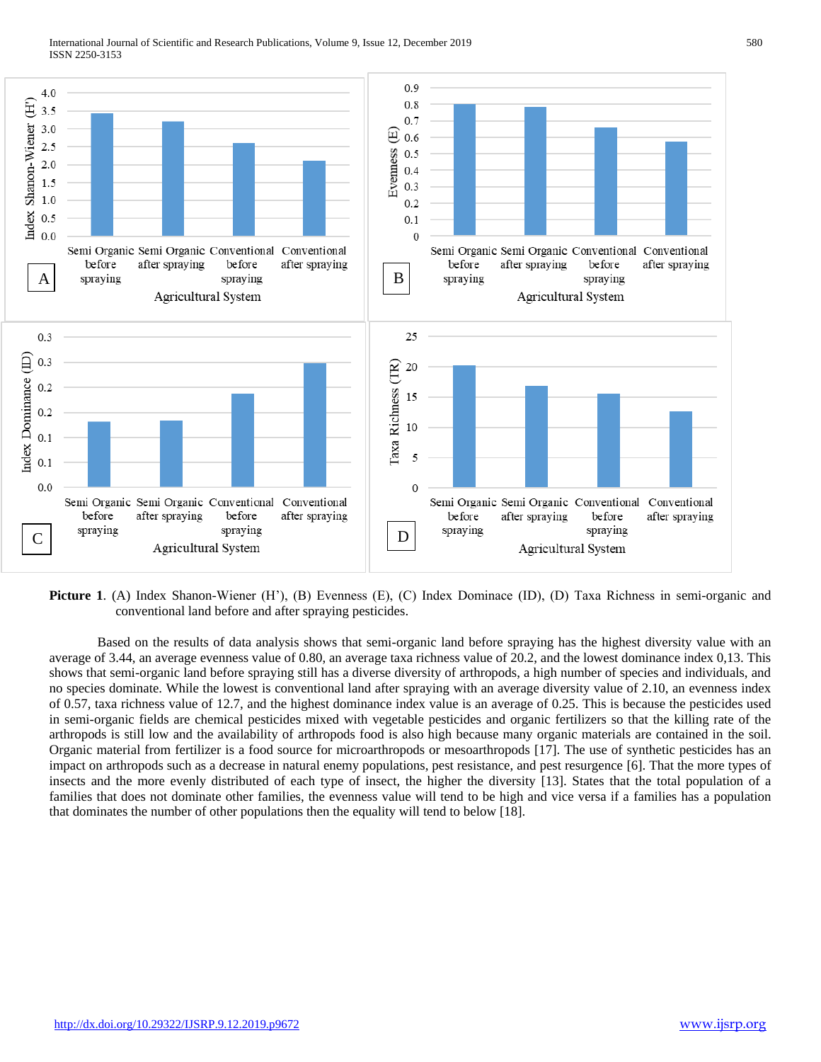**Picture 1**. (A) Index Shanon-Wiener (H'), (B) Evenness (E), (C) Index Dominace (ID), (D) Taxa Richness in semi-organic and conventional land before and after spraying pesticides.

Based on the results of data analysis shows that semi-organic land before spraying has the highest diversity value with an average of 3.44, an average evenness value of 0.80, an average taxa richness value of 20.2, and the lowest dominance index 0,13. This shows that semi-organic land before spraying still has a diverse diversity of arthropods, a high number of species and individuals, and no species dominate. While the lowest is conventional land after spraying with an average diversity value of 2.10, an evenness index of 0.57, taxa richness value of 12.7, and the highest dominance index value is an average of 0.25. This is because the pesticides used in semi-organic fields are chemical pesticides mixed with vegetable pesticides and organic fertilizers so that the killing rate of the arthropods is still low and the availability of arthropods food is also high because many organic materials are contained in the soil. Organic material from fertilizer is a food source for microarthropods or mesoarthropods [17]. The use of synthetic pesticides has an impact on arthropods such as a decrease in natural enemy populations, pest resistance, and pest resurgence [6]. That the more types of insects and the more evenly distributed of each type of insect, the higher the diversity [13]. States that the total population of a families that does not dominate other families, the evenness value will tend to be high and vice versa if a families has a population that dominates the number of other populations then the equality will tend to below [18].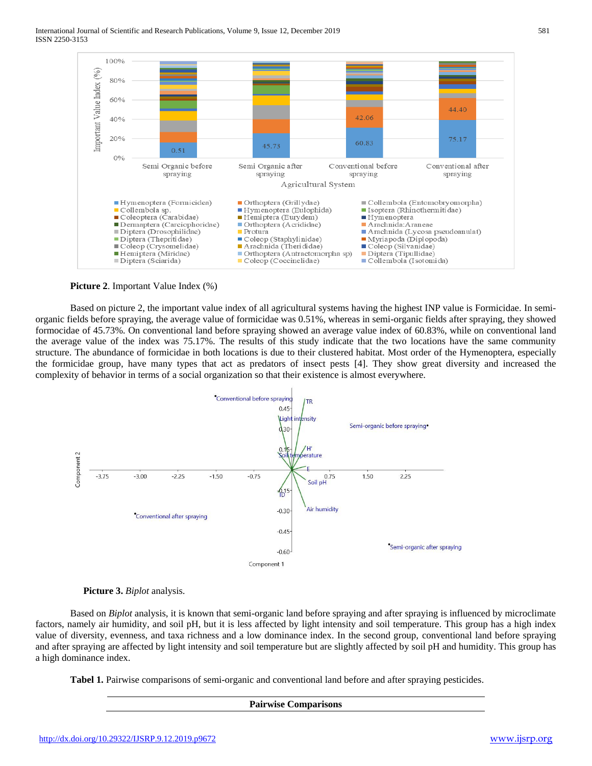**Picture 2**. Important Value Index (%)

Based on picture 2, the important value index of all agricultural systems having the highest INP value is Formicidae. In semi-organic fields before spraying, the average value of formicidae was 0.51%, whereas in semi-organic fields after spraying, they showed formocidae of 45.73%. On conventional land before spraying showed an average value index of 60.83%, while on conventional land the average value of the index was 75.17%. The results of this study indicate that the two locations have the same community structure. The abundance of formicidae in both locations is due to their clustered habitat. Most order of the Hymenoptera, especially the formicidae group, have many types that act as predators of insect pests [4]. They show great diversity and increased the complexity of behavior in terms of a social organization so that their existence is almost everywhere.

**Picture 3.** *Biplot* analysis.

Based on *Biplot* analysis, it is known that semi-organic land before spraying and after spraying is influenced by microclimate factors, namely air humidity, and soil pH, but it is less affected by light intensity and soil temperature. This group has a high index value of diversity, evenness, and taxa richness and a low dominance index. In the second group, conventional land before spraying and after spraying are affected by light intensity and soil temperature but are slightly affected by soil pH and humidity. This group has a high dominance index.

**Tabel 1.** Pairwise comparisons of semi-organic and conventional land before and after spraying pesticides.

| Pairwise Comparisons |
|---|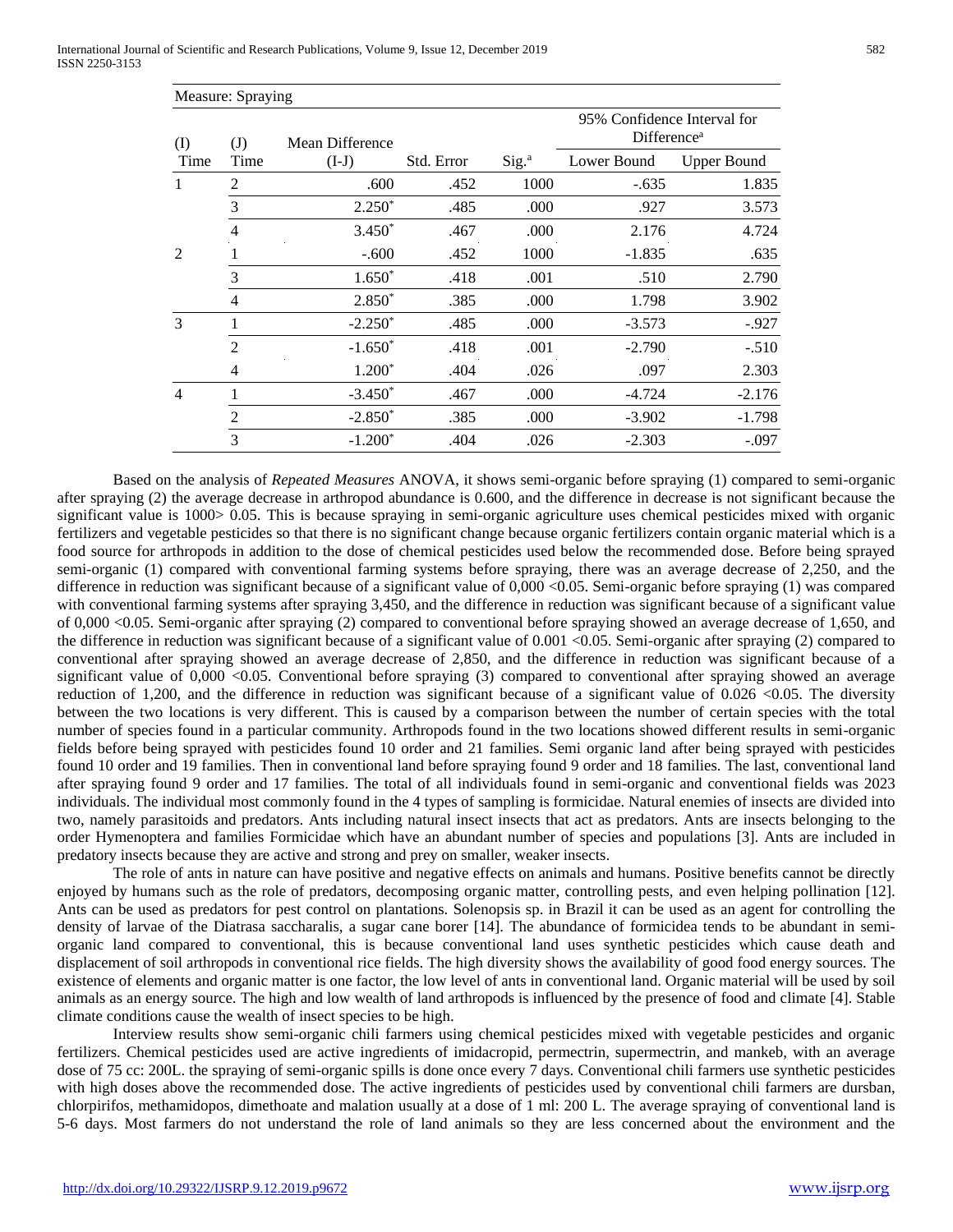| Measure: Spraying | | | | | | |
|---|---|---|---|---|---|---|
| (I) Time | (J) Time | Mean Difference (I-J) | Std. Error | Sig.[a] | 95% Confidence Interval for Difference[a] | |
| | | | | | Lower Bound | Upper Bound |
| 1 | 2 | .600 | .452 | 1000 | -.635 | 1.835 |
| | 3 | 2.250* | .485 | .000 | .927 | 3.573 |
| | 4 | 3.450* | .467 | .000 | 2.176 | 4.724 |
| 2 | 1 | -.600 | .452 | 1000 | -1.835 | .635 |
| | 3 | 1.650* | .418 | .001 | .510 | 2.790 |
| | 4 | 2.850* | .385 | .000 | 1.798 | 3.902 |
| 3 | 1 | -2.250* | .485 | .000 | -3.573 | -.927 |
| | 2 | -1.650* | .418 | .001 | -2.790 | -.510 |
| | 4 | 1.200* | .404 | .026 | .097 | 2.303 |
| 4 | 1 | -3.450* | .467 | .000 | -4.724 | -2.176 |
| | 2 | -2.850* | .385 | .000 | -3.902 | -1.798 |
| | 3 | -1.200* | .404 | .026 | -2.303 | -.097 |

Based on the analysis of *Repeated Measures* ANOVA, it shows semi-organic before spraying (1) compared to semi-organic after spraying (2) the average decrease in arthropod abundance is 0.600, and the difference in decrease is not significant because the significant value is 1000> 0.05. This is because spraying in semi-organic agriculture uses chemical pesticides mixed with organic fertilizers and vegetable pesticides so that there is no significant change because organic fertilizers contain organic material which is a food source for arthropods in addition to the dose of chemical pesticides used below the recommended dose. Before being sprayed semi-organic (1) compared with conventional farming systems before spraying, there was an average decrease of 2,250, and the difference in reduction was significant because of a significant value of 0,000 <0.05. Semi-organic before spraying (1) was compared with conventional farming systems after spraying 3,450, and the difference in reduction was significant because of a significant value of 0,000 <0.05. Semi-organic after spraying (2) compared to conventional before spraying showed an average decrease of 1,650, and the difference in reduction was significant because of a significant value of 0.001 <0.05. Semi-organic after spraying (2) compared to conventional after spraying showed an average decrease of 2,850, and the difference in reduction was significant because of a significant value of 0,000 <0.05. Conventional before spraying (3) compared to conventional after spraying showed an average reduction of 1,200, and the difference in reduction was significant because of a significant value of 0.026 <0.05. The diversity between the two locations is very different. This is caused by a comparison between the number of certain species with the total number of species found in a particular community. Arthropods found in the two locations showed different results in semi-organic fields before being sprayed with pesticides found 10 order and 21 families. Semi organic land after being sprayed with pesticides found 10 order and 19 families. Then in conventional land before spraying found 9 order and 18 families. The last, conventional land after spraying found 9 order and 17 families. The total of all individuals found in semi-organic and conventional fields was 2023 individuals. The individual most commonly found in the 4 types of sampling is formicidae. Natural enemies of insects are divided into two, namely parasitoids and predators. Ants including natural insect insects that act as predators. Ants are insects belonging to the order Hymenoptera and families Formicidae which have an abundant number of species and populations [3]. Ants are included in predatory insects because they are active and strong and prey on smaller, weaker insects.

The role of ants in nature can have positive and negative effects on animals and humans. Positive benefits cannot be directly enjoyed by humans such as the role of predators, decomposing organic matter, controlling pests, and even helping pollination [12]. Ants can be used as predators for pest control on plantations. Solenopsis sp. in Brazil it can be used as an agent for controlling the density of larvae of the Diatrasa saccharalis, a sugar cane borer [14]. The abundance of formicidea tends to be abundant in semi-organic land compared to conventional, this is because conventional land uses synthetic pesticides which cause death and displacement of soil arthropods in conventional rice fields. The high diversity shows the availability of good food energy sources. The existence of elements and organic matter is one factor, the low level of ants in conventional land. Organic material will be used by soil animals as an energy source. The high and low wealth of land arthropods is influenced by the presence of food and climate [4]. Stable climate conditions cause the wealth of insect species to be high.

Interview results show semi-organic chili farmers using chemical pesticides mixed with vegetable pesticides and organic fertilizers. Chemical pesticides used are active ingredients of imidacropid, permectrin, supermectrin, and mankeb, with an average dose of 75 cc: 200L. the spraying of semi-organic spills is done once every 7 days. Conventional chili farmers use synthetic pesticides with high doses above the recommended dose. The active ingredients of pesticides used by conventional chili farmers are dursban, chlorpirifos, methamidopos, dimethoate and malation usually at a dose of 1 ml: 200 L. The average spraying of conventional land is 5-6 days. Most farmers do not understand the role of land animals so they are less concerned about the environment and the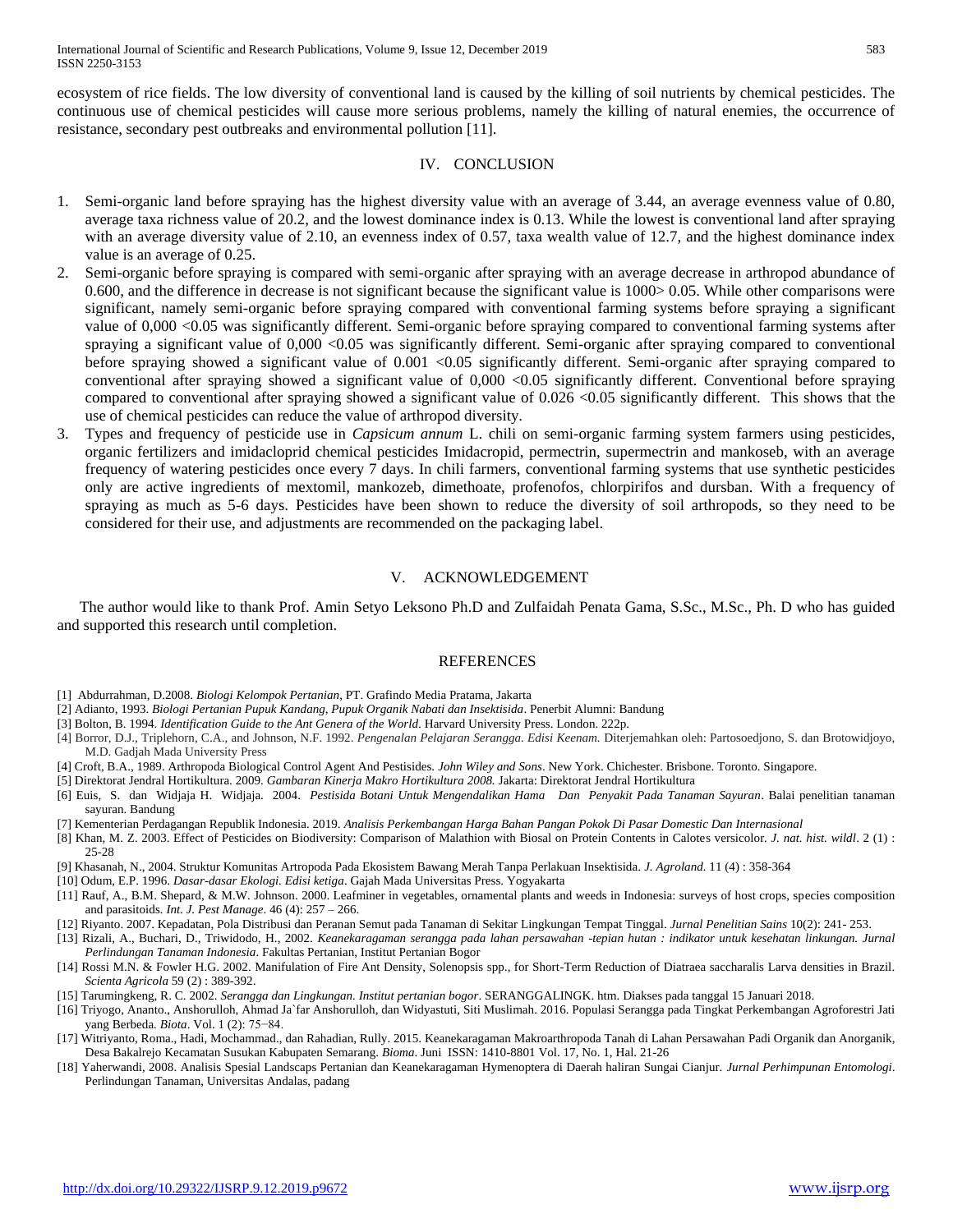ecosystem of rice fields. The low diversity of conventional land is caused by the killing of soil nutrients by chemical pesticides. The continuous use of chemical pesticides will cause more serious problems, namely the killing of natural enemies, the occurrence of resistance, secondary pest outbreaks and environmental pollution [11].

## IV. CONCLUSION

1. Semi-organic land before spraying has the highest diversity value with an average of 3.44, an average evenness value of 0.80, average taxa richness value of 20.2, and the lowest dominance index is 0.13. While the lowest is conventional land after spraying with an average diversity value of 2.10, an evenness index of 0.57, taxa wealth value of 12.7, and the highest dominance index value is an average of 0.25.
2. Semi-organic before spraying is compared with semi-organic after spraying with an average decrease in arthropod abundance of 0.600, and the difference in decrease is not significant because the significant value is 1000> 0.05. While other comparisons were significant, namely semi-organic before spraying compared with conventional farming systems before spraying a significant value of 0,000 <0.05 was significantly different. Semi-organic before spraying compared to conventional farming systems after spraying a significant value of 0,000 <0.05 was significantly different. Semi-organic after spraying compared to conventional before spraying showed a significant value of 0.001 <0.05 significantly different. Semi-organic after spraying compared to conventional after spraying showed a significant value of 0,000 <0.05 significantly different. Conventional before spraying compared to conventional after spraying showed a significant value of 0.026 <0.05 significantly different. This shows that the use of chemical pesticides can reduce the value of arthropod diversity.
3. Types and frequency of pesticide use in *Capsicum annum* L. chili on semi-organic farming system farmers using pesticides, organic fertilizers and imidacloprid chemical pesticides Imidacropid, permectrin, supermectrin and mankoseb, with an average frequency of watering pesticides once every 7 days. In chili farmers, conventional farming systems that use synthetic pesticides only are active ingredients of mextomil, mankozeb, dimethoate, profenofos, chlorpirifos and dursban. With a frequency of spraying as much as 5-6 days. Pesticides have been shown to reduce the diversity of soil arthropods, so they need to be considered for their use, and adjustments are recommended on the packaging label.

## V. ACKNOWLEDGEMENT

The author would like to thank Prof. Amin Setyo Leksono Ph.D and Zulfaidah Penata Gama, S.Sc., M.Sc., Ph. D who has guided and supported this research until completion.

## REFERENCES

[1] Abdurrahman, D.2008. *Biologi Kelompok Pertanian*, PT. Grafindo Media Pratama, Jakarta

[2] Adianto, 1993. *Biologi Pertanian Pupuk Kandang, Pupuk Organik Nabati dan Insektisida*. Penerbit Alumni: Bandung

[3] Bolton, B. 1994. *Identification Guide to the Ant Genera of the World*. Harvard University Press. London. 222p.

[4] Borror, D.J., Triplehorn, C.A., and Johnson, N.F. 1992. *Pengenalan Pelajaran Serangga. Edisi Keenam.* Diterjemahkan oleh: Partosoedjono, S. dan Brotowidjoyo, M.D. Gadjah Mada University Press

[4] Croft, B.A., 1989. Arthropoda Biological Control Agent And Pestisides. *John Wiley and Sons*. New York. Chichester. Brisbone. Toronto. Singapore.

[5] Direktorat Jendral Hortikultura. 2009. *Gambaran Kinerja Makro Hortikultura 2008.* Jakarta: Direktorat Jendral Hortikultura

[6] Euis, S. dan Widjaja H. Widjaja. 2004. *Pestisida Botani Untuk Mengendalikan Hama Dan Penyakit Pada Tanaman Sayuran*. Balai penelitian tanaman sayuran. Bandung

[7] Kementerian Perdagangan Republik Indonesia. 2019. *Analisis Perkembangan Harga Bahan Pangan Pokok Di Pasar Domestic Dan Internasional*

[8] Khan, M. Z. 2003. Effect of Pesticides on Biodiversity: Comparison of Malathion with Biosal on Protein Contents in Calotes versicolor. *J. nat. hist. wildl*. 2 (1) : 25-28

[9] Khasanah, N., 2004. Struktur Komunitas Artropoda Pada Ekosistem Bawang Merah Tanpa Perlakuan Insektisida. *J. Agroland.* 11 (4) : 358-364

[10] Odum, E.P. 1996. *Dasar-dasar Ekologi. Edisi ketiga*. Gajah Mada Universitas Press. Yogyakarta

[11] Rauf, A., B.M. Shepard, & M.W. Johnson. 2000. Leafminer in vegetables, ornamental plants and weeds in Indonesia: surveys of host crops, species composition and parasitoids. *Int. J. Pest Manage.* 46 (4): 257 – 266.

[12] Riyanto. 2007. Kepadatan, Pola Distribusi dan Peranan Semut pada Tanaman di Sekitar Lingkungan Tempat Tinggal. *Jurnal Penelitian Sains* 10(2): 241- 253.

[13] Rizali, A., Buchari, D., Triwidodo, H., 2002. *Keanekaragaman serangga pada lahan persawahan -tepian hutan : indikator untuk kesehatan linkungan. Jurnal Perlindungan Tanaman Indonesia*. Fakultas Pertanian, Institut Pertanian Bogor

[14] Rossi M.N. & Fowler H.G. 2002. Manifulation of Fire Ant Density, Solenopsis spp., for Short-Term Reduction of Diatraea saccharalis Larva densities in Brazil. *Scienta Agricola* 59 (2) : 389-392.

[15] Tarumingkeng, R. C. 2002. *Serangga dan Lingkungan. Institut pertanian bogor*. SERANGGALINGK. htm. Diakses pada tanggal 15 Januari 2018.

[16] Triyogo, Ananto., Anshorulloh, Ahmad Ja`far Anshorulloh, dan Widyastuti, Siti Muslimah. 2016. Populasi Serangga pada Tingkat Perkembangan Agroforestri Jati yang Berbeda. *Biota*. Vol. 1 (2): 75−84.

[17] Witriyanto, Roma., Hadi, Mochammad., dan Rahadian, Rully. 2015. Keanekaragaman Makroarthropoda Tanah di Lahan Persawahan Padi Organik dan Anorganik, Desa Bakalrejo Kecamatan Susukan Kabupaten Semarang. *Bioma*. Juni ISSN: 1410-8801 Vol. 17, No. 1, Hal. 21-26

[18] Yaherwandi, 2008. Analisis Spesial Landscaps Pertanian dan Keanekaragaman Hymenoptera di Daerah haliran Sungai Cianjur. *Jurnal Perhimpunan Entomologi*. Perlindungan Tanaman, Universitas Andalas, padang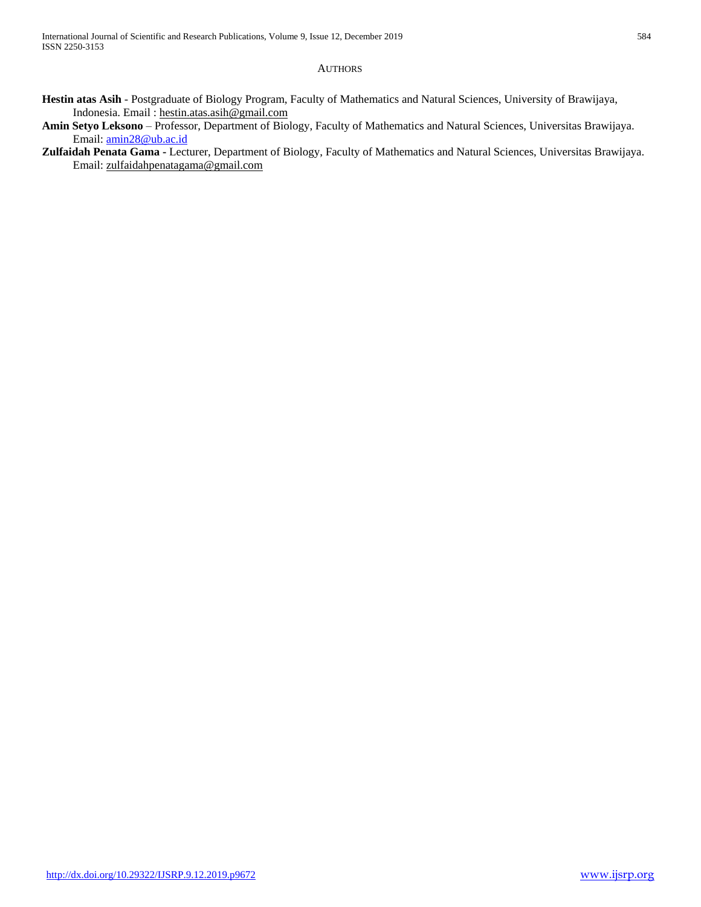## AUTHORS

**Hestin atas Asih** - Postgraduate of Biology Program, Faculty of Mathematics and Natural Sciences, University of Brawijaya, Indonesia. Email : hestin.atas.asih@gmail.com

**Amin Setyo Leksono** – Professor, Department of Biology, Faculty of Mathematics and Natural Sciences, Universitas Brawijaya. Email: amin28@ub.ac.id

**Zulfaidah Penata Gama -** Lecturer, Department of Biology, Faculty of Mathematics and Natural Sciences, Universitas Brawijaya. Email: zulfaidahpenatagama@gmail.com